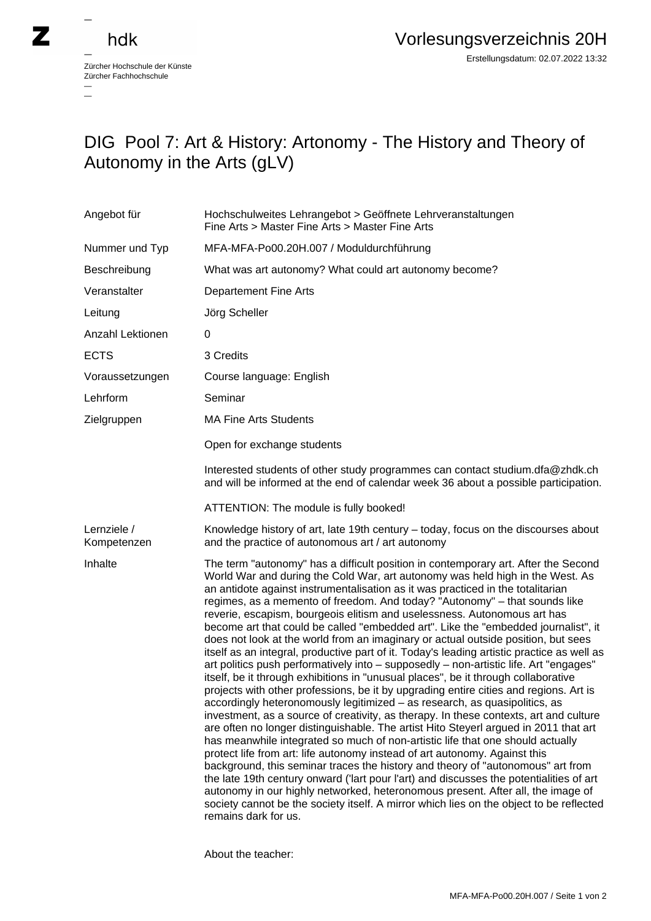# DIG Pool 7: Art & History: Artonomy - The History and Theory of Autonomy in the Arts (gLV)

| | |
|---|---|
| Angebot für | Hochschulweites Lehrangebot > Geöffnete Lehrveranstaltungen<br>Fine Arts > Master Fine Arts > Master Fine Arts |
| Nummer und Typ | MFA-MFA-Po00.20H.007 / Moduldurchführung |
| Beschreibung | What was art autonomy? What could art autonomy become? |
| Veranstalter | Departement Fine Arts |
| Leitung | Jörg Scheller |
| Anzahl Lektionen | 0 |
| ECTS | 3 Credits |
| Voraussetzungen | Course language: English |
| Lehrform | Seminar |
| Zielgruppen | MA Fine Arts Students<br><br>Open for exchange students<br><br>Interested students of other study programmes can contact studium.dfa@zhdk.ch and will be informed at the end of calendar week 36 about a possible participation.<br><br>ATTENTION: The module is fully booked! |
| Lernziele / Kompetenzen | Knowledge history of art, late 19th century – today, focus on the discourses about and the practice of autonomous art / art autonomy |
| Inhalte | The term "autonomy" has a difficult position in contemporary art. After the Second World War and during the Cold War, art autonomy was held high in the West. As an antidote against instrumentalisation as it was practiced in the totalitarian regimes, as a memento of freedom. And today? "Autonomy" – that sounds like reverie, escapism, bourgeois elitism and uselessness. Autonomous art has become art that could be called "embedded art". Like the "embedded journalist", it does not look at the world from an imaginary or actual outside position, but sees itself as an integral, productive part of it. Today's leading artistic practice as well as art politics push performatively into – supposedly – non-artistic life. Art "engages" itself, be it through exhibitions in "unusual places", be it through collaborative projects with other professions, be it by upgrading entire cities and regions. Art is accordingly heteronomously legitimized – as research, as quasipolitics, as investment, as a source of creativity, as therapy. In these contexts, art and culture are often no longer distinguishable. The artist Hito Steyerl argued in 2011 that art has meanwhile integrated so much of non-artistic life that one should actually protect life from art: life autonomy instead of art autonomy. Against this background, this seminar traces the history and theory of "autonomous" art from the late 19th century onward ('lart pour l'art) and discusses the potentialities of art autonomy in our highly networked, heteronomous present. After all, the image of society cannot be the society itself. A mirror which lies on the object to be reflected remains dark for us.<br><br><br>About the teacher: |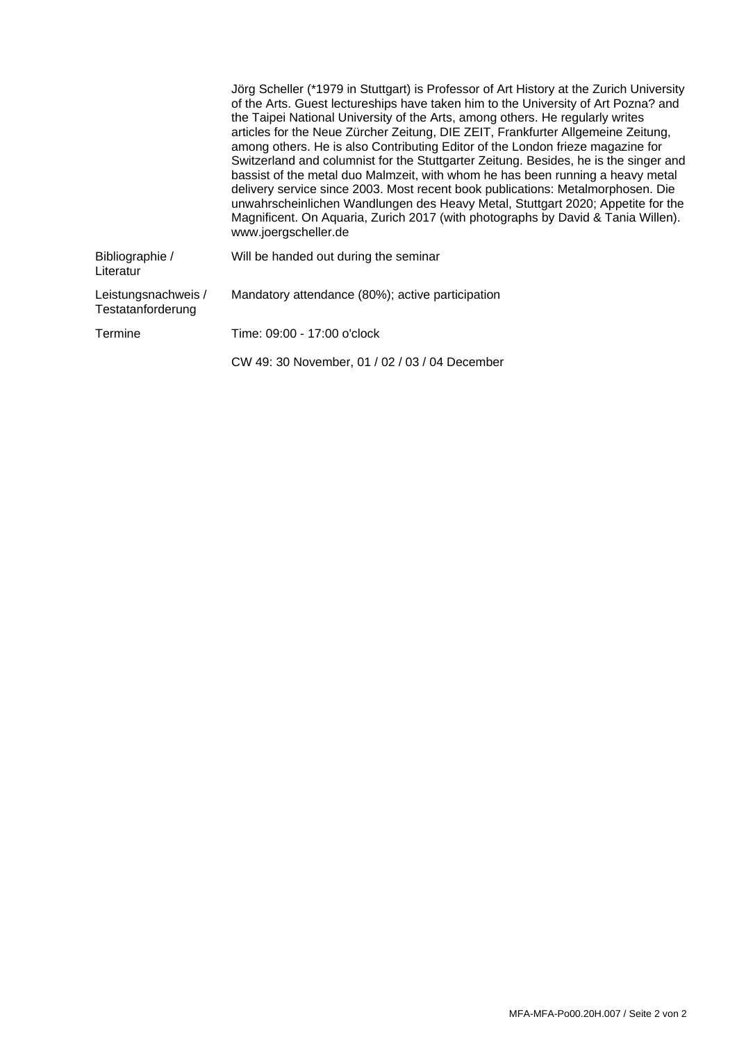|  |  |
| --- | --- |
|  | Jörg Scheller (*1979 in Stuttgart) is Professor of Art History at the Zurich University of the Arts. Guest lectureships have taken him to the University of Art Pozna? and the Taipei National University of the Arts, among others. He regularly writes articles for the Neue Zürcher Zeitung, DIE ZEIT, Frankfurter Allgemeine Zeitung, among others. He is also Contributing Editor of the London frieze magazine for Switzerland and columnist for the Stuttgarter Zeitung. Besides, he is the singer and bassist of the metal duo Malmzeit, with whom he has been running a heavy metal delivery service since 2003. Most recent book publications: Metalmorphosen. Die unwahrscheinlichen Wandlungen des Heavy Metal, Stuttgart 2020; Appetite for the Magnificent. On Aquaria, Zurich 2017 (with photographs by David & Tania Willen). www.joergscheller.de |
| Bibliographie / Literatur | Will be handed out during the seminar |
| Leistungsnachweis / Testatanforderung | Mandatory attendance (80%); active participation |
| Termine | Time: 09:00 - 17:00 o'clock<br><br>CW 49: 30 November, 01 / 02 / 03 / 04 December |

MFA-MFA-Po00.20H.007